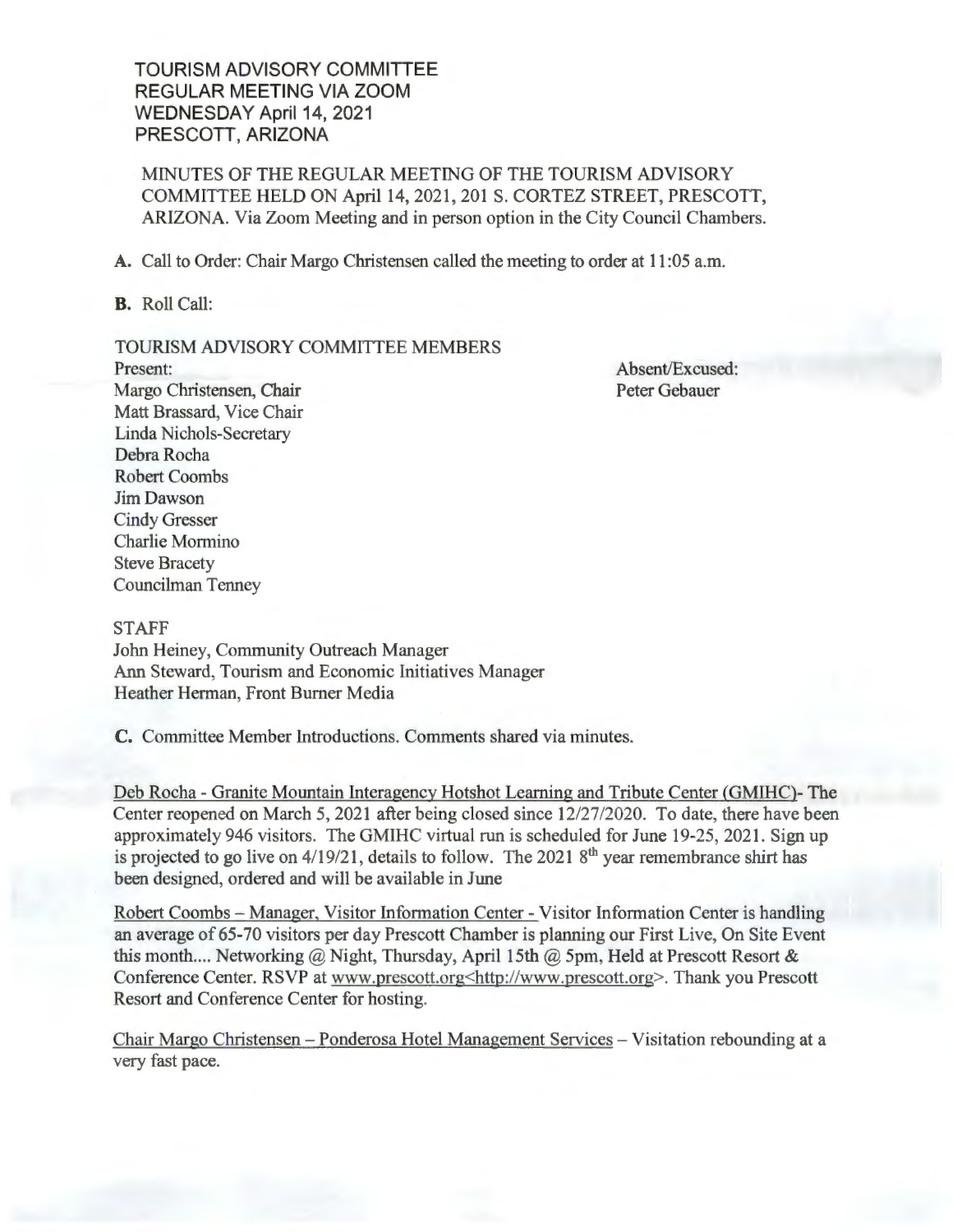TOURISM ADVISORY COMMITTEE
REGULAR MEETING VIA ZOOM
WEDNESDAY April 14, 2021
PRESCOTT, ARIZONA

MINUTES OF THE REGULAR MEETING OF THE TOURISM ADVISORY COMMITTEE HELD ON April 14, 2021, 201 S. CORTEZ STREET, PRESCOTT, ARIZONA. Via Zoom Meeting and in person option in the City Council Chambers.

**A.** Call to Order: Chair Margo Christensen called the meeting to order at 11:05 a.m.

**B.** Roll Call:

TOURISM ADVISORY COMMITTEE MEMBERS

Present:
Margo Christensen, Chair
Matt Brassard, Vice Chair
Linda Nichols-Secretary
Debra Rocha
Robert Coombs
Jim Dawson
Cindy Gresser
Charlie Mormino
Steve Bracety
Councilman Tenney

Absent/Excused:
Peter Gebauer

STAFF
John Heiney, Community Outreach Manager
Ann Steward, Tourism and Economic Initiatives Manager
Heather Herman, Front Burner Media

**C.** Committee Member Introductions. Comments shared via minutes.

Deb Rocha - Granite Mountain Interagency Hotshot Learning and Tribute Center (GMIHC)- The Center reopened on March 5, 2021 after being closed since 12/27/2020. To date, there have been approximately 946 visitors. The GMIHC virtual run is scheduled for June 19-25, 2021. Sign up is projected to go live on 4/19/21, details to follow. The 2021 8th year remembrance shirt has been designed, ordered and will be available in June

Robert Coombs – Manager, Visitor Information Center - Visitor Information Center is handling an average of 65-70 visitors per day Prescott Chamber is planning our First Live, On Site Event this month.... Networking @ Night, Thursday, April 15th @ 5pm, Held at Prescott Resort & Conference Center. RSVP at www.prescott.org<http://www.prescott.org>. Thank you Prescott Resort and Conference Center for hosting.

Chair Margo Christensen – Ponderosa Hotel Management Services – Visitation rebounding at a very fast pace.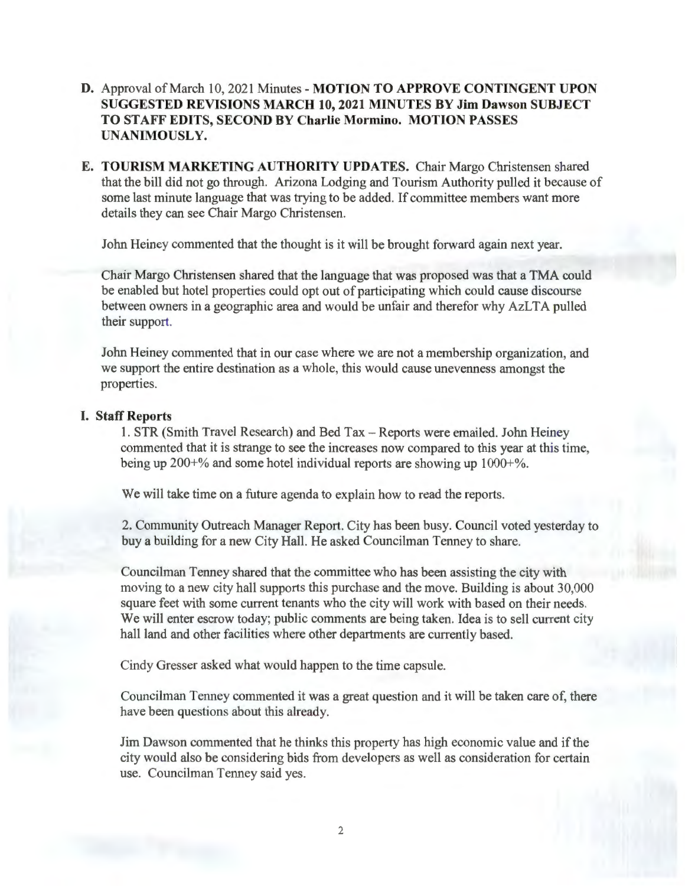**D.** Approval of March 10, 2021 Minutes - **MOTION TO APPROVE CONTINGENT UPON SUGGESTED REVISIONS MARCH 10, 2021 MINUTES BY Jim Dawson SUBJECT TO STAFF EDITS, SECOND BY Charlie Mormino. MOTION PASSES UNANIMOUSLY.**

**E. TOURISM MARKETING AUTHORITY UPDATES.** Chair Margo Christensen shared that the bill did not go through. Arizona Lodging and Tourism Authority pulled it because of some last minute language that was trying to be added. If committee members want more details they can see Chair Margo Christensen.

John Heiney commented that the thought is it will be brought forward again next year.

Chair Margo Christensen shared that the language that was proposed was that a TMA could be enabled but hotel properties could opt out of participating which could cause discourse between owners in a geographic area and would be unfair and therefor why AzLTA pulled their support.

John Heiney commented that in our case where we are not a membership organization, and we support the entire destination as a whole, this would cause unevenness amongst the properties.

**I. Staff Reports**

1. STR (Smith Travel Research) and Bed Tax – Reports were emailed. John Heiney commented that it is strange to see the increases now compared to this year at this time, being up 200+% and some hotel individual reports are showing up 1000+%.

We will take time on a future agenda to explain how to read the reports.

2. Community Outreach Manager Report. City has been busy. Council voted yesterday to buy a building for a new City Hall. He asked Councilman Tenney to share.

Councilman Tenney shared that the committee who has been assisting the city with moving to a new city hall supports this purchase and the move. Building is about 30,000 square feet with some current tenants who the city will work with based on their needs. We will enter escrow today; public comments are being taken. Idea is to sell current city hall land and other facilities where other departments are currently based.

Cindy Gresser asked what would happen to the time capsule.

Councilman Tenney commented it was a great question and it will be taken care of, there have been questions about this already.

Jim Dawson commented that he thinks this property has high economic value and if the city would also be considering bids from developers as well as consideration for certain use. Councilman Tenney said yes.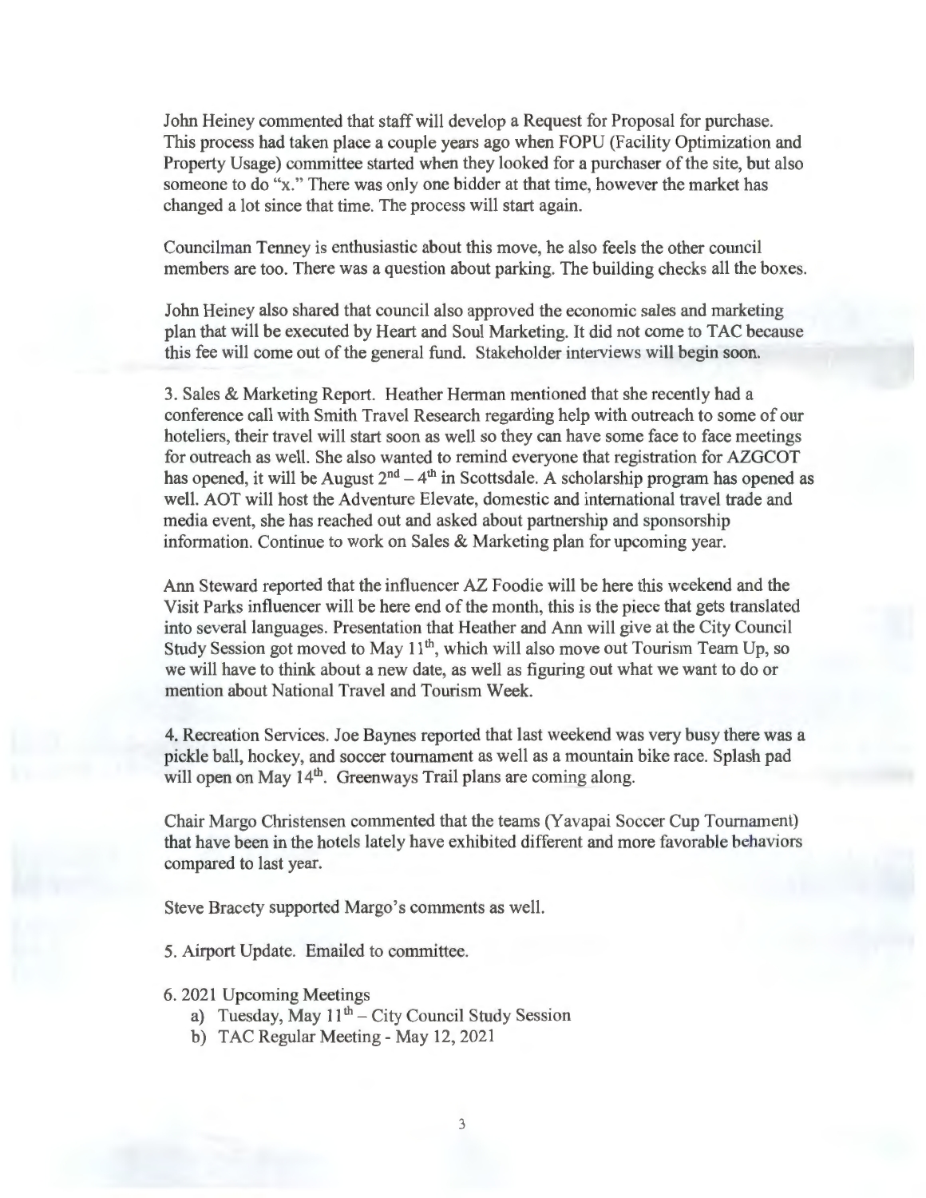John Heiney commented that staff will develop a Request for Proposal for purchase. This process had taken place a couple years ago when FOPU (Facility Optimization and Property Usage) committee started when they looked for a purchaser of the site, but also someone to do "x." There was only one bidder at that time, however the market has changed a lot since that time. The process will start again.

Councilman Tenney is enthusiastic about this move, he also feels the other council members are too. There was a question about parking. The building checks all the boxes.

John Heiney also shared that council also approved the economic sales and marketing plan that will be executed by Heart and Soul Marketing. It did not come to TAC because this fee will come out of the general fund. Stakeholder interviews will begin soon.

3. Sales & Marketing Report. Heather Herman mentioned that she recently had a conference call with Smith Travel Research regarding help with outreach to some of our hoteliers, their travel will start soon as well so they can have some face to face meetings for outreach as well. She also wanted to remind everyone that registration for AZGCOT has opened, it will be August 2nd – 4th in Scottsdale. A scholarship program has opened as well. AOT will host the Adventure Elevate, domestic and international travel trade and media event, she has reached out and asked about partnership and sponsorship information. Continue to work on Sales & Marketing plan for upcoming year.

Ann Steward reported that the influencer AZ Foodie will be here this weekend and the Visit Parks influencer will be here end of the month, this is the piece that gets translated into several languages. Presentation that Heather and Ann will give at the City Council Study Session got moved to May 11th, which will also move out Tourism Team Up, so we will have to think about a new date, as well as figuring out what we want to do or mention about National Travel and Tourism Week.

4. Recreation Services. Joe Baynes reported that last weekend was very busy there was a pickle ball, hockey, and soccer tournament as well as a mountain bike race. Splash pad will open on May 14th. Greenways Trail plans are coming along.

Chair Margo Christensen commented that the teams (Yavapai Soccer Cup Tournament) that have been in the hotels lately have exhibited different and more favorable behaviors compared to last year.

Steve Bracety supported Margo's comments as well.

5. Airport Update. Emailed to committee.

6. 2021 Upcoming Meetings

a) Tuesday, May 11th – City Council Study Session
b) TAC Regular Meeting - May 12, 2021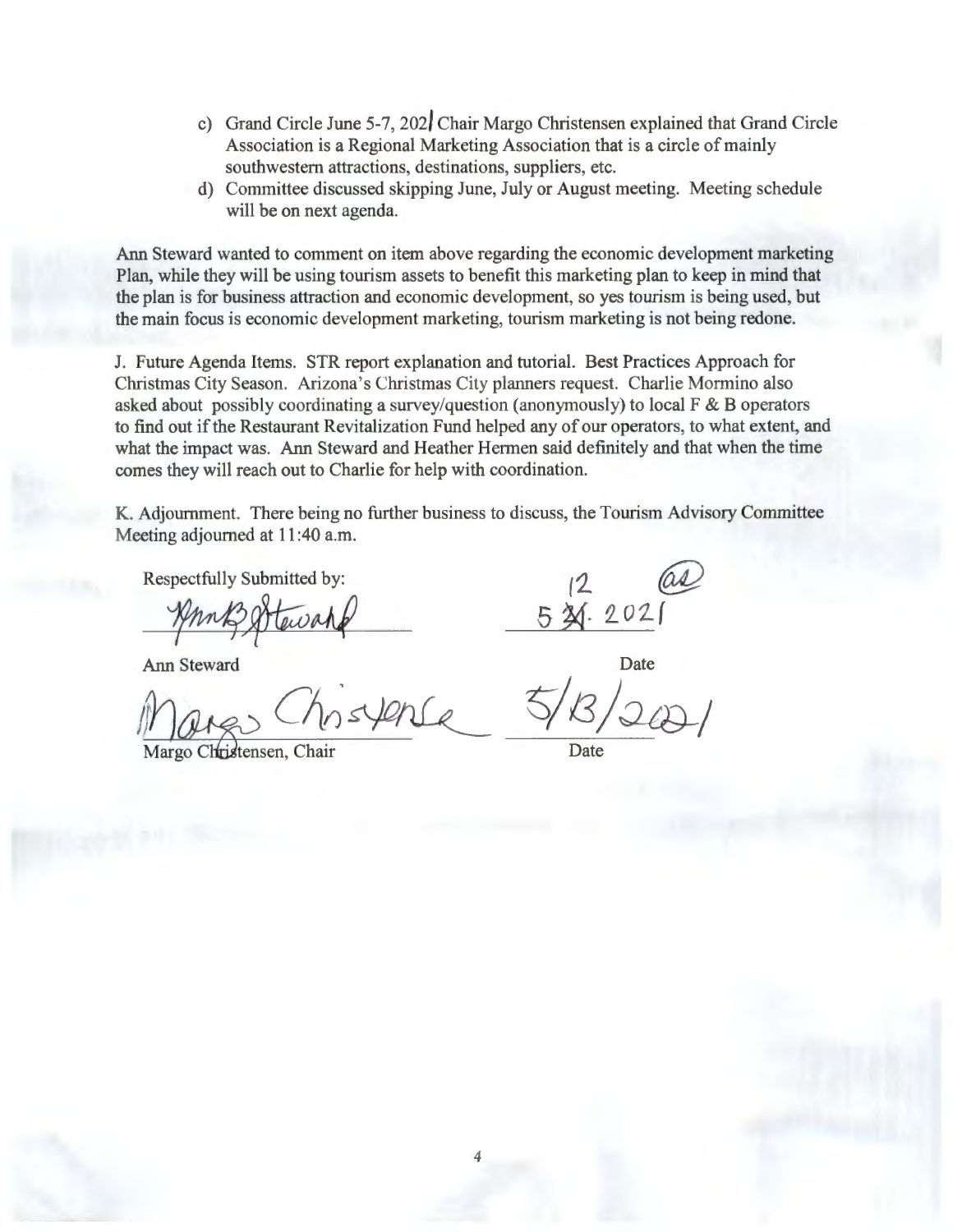c) Grand Circle June 5-7, 2021 Chair Margo Christensen explained that Grand Circle Association is a Regional Marketing Association that is a circle of mainly southwestern attractions, destinations, suppliers, etc.

d) Committee discussed skipping June, July or August meeting. Meeting schedule will be on next agenda.

Ann Steward wanted to comment on item above regarding the economic development marketing Plan, while they will be using tourism assets to benefit this marketing plan to keep in mind that the plan is for business attraction and economic development, so yes tourism is being used, but the main focus is economic development marketing, tourism marketing is not being redone.

J. Future Agenda Items. STR report explanation and tutorial. Best Practices Approach for Christmas City Season. Arizona's Christmas City planners request. Charlie Mormino also asked about possibly coordinating a survey/question (anonymously) to local F & B operators to find out if the Restaurant Revitalization Fund helped any of our operators, to what extent, and what the impact was. Ann Steward and Heather Hermen said definitely and that when the time comes they will reach out to Charlie for help with coordination.

K. Adjournment. There being no further business to discuss, the Tourism Advisory Committee Meeting adjourned at 11:40 a.m.

Respectfully Submitted by:

Ann B Steward — 5 12 2021

Ann Steward — Date

Margo Christensen — 5/13/2021

Margo Christensen, Chair — Date